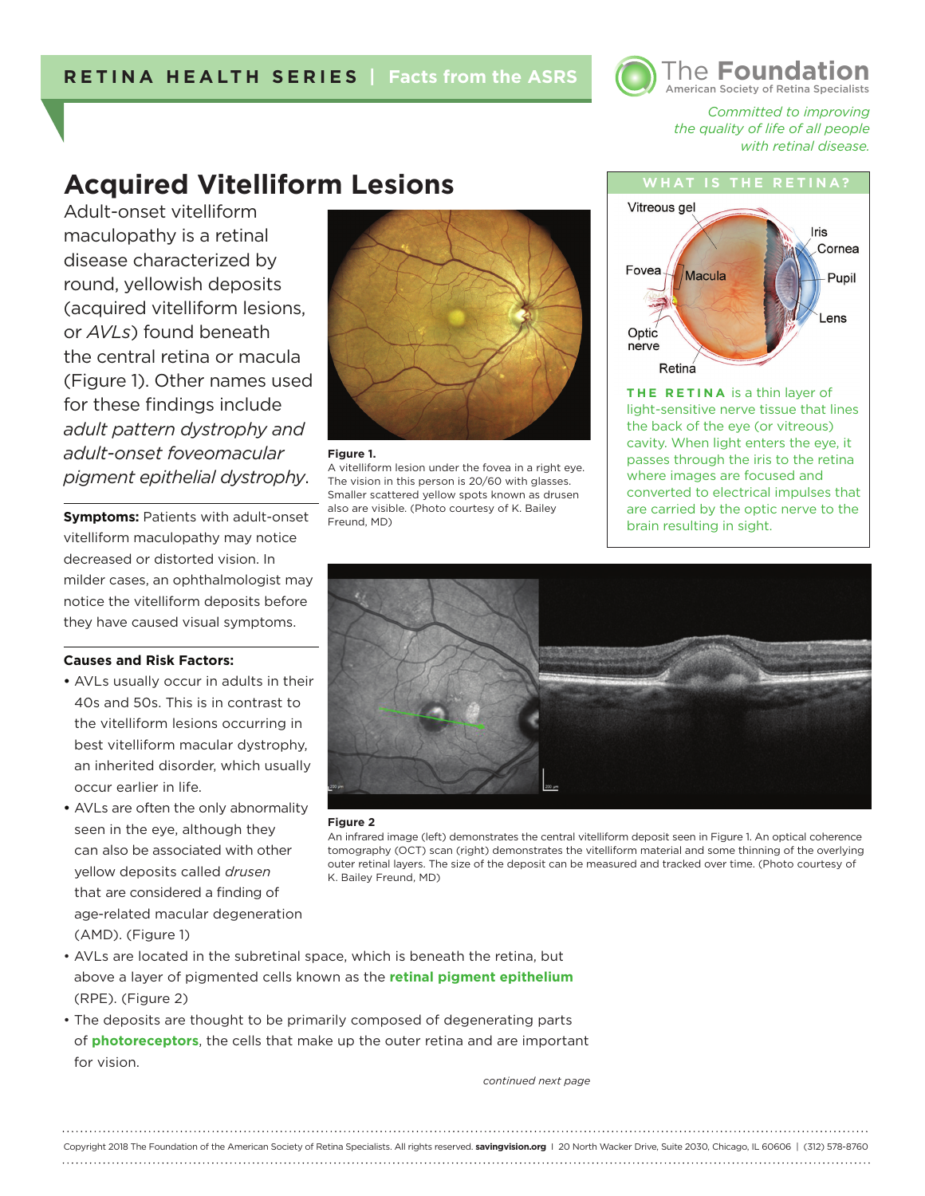RETINA HEALTH SERIES | Facts from the ASRS

The Foundation
American Society of Retina Specialists

*Committed to improving the quality of life of all people with retinal disease.*

# Acquired Vitelliform Lesions

Adult-onset vitelliform maculopathy is a retinal disease characterized by round, yellowish deposits (acquired vitelliform lesions, or *AVLs*) found beneath the central retina or macula (Figure 1). Other names used for these findings include *adult pattern dystrophy and adult-onset foveomacular pigment epithelial dystrophy*.

**Figure 1.**
A vitelliform lesion under the fovea in a right eye. The vision in this person is 20/60 with glasses. Smaller scattered yellow spots known as drusen also are visible. (Photo courtesy of K. Bailey Freund, MD)

**Symptoms:** Patients with adult-onset vitelliform maculopathy may notice decreased or distorted vision. In milder cases, an ophthalmologist may notice the vitelliform deposits before they have caused visual symptoms.

**Causes and Risk Factors:**

- AVLs usually occur in adults in their 40s and 50s. This is in contrast to the vitelliform lesions occurring in best vitelliform macular dystrophy, an inherited disorder, which usually occur earlier in life.
- AVLs are often the only abnormality seen in the eye, although they can also be associated with other yellow deposits called *drusen* that are considered a finding of age-related macular degeneration (AMD). (Figure 1)
- AVLs are located in the subretinal space, which is beneath the retina, but above a layer of pigmented cells known as the **retinal pigment epithelium** (RPE). (Figure 2)
- The deposits are thought to be primarily composed of degenerating parts of **photoreceptors**, the cells that make up the outer retina and are important for vision.

**Figure 2**
An infrared image (left) demonstrates the central vitelliform deposit seen in Figure 1. An optical coherence tomography (OCT) scan (right) demonstrates the vitelliform material and some thinning of the overlying outer retinal layers. The size of the deposit can be measured and tracked over time. (Photo courtesy of K. Bailey Freund, MD)

## WHAT IS THE RETINA?

Vitreous gel, Iris, Cornea, Fovea, Macula, Pupil, Lens, Optic nerve, Retina

**THE RETINA** is a thin layer of light-sensitive nerve tissue that lines the back of the eye (or vitreous) cavity. When light enters the eye, it passes through the iris to the retina where images are focused and converted to electrical impulses that are carried by the optic nerve to the brain resulting in sight.

*continued next page*

Copyright 2018 The Foundation of the American Society of Retina Specialists. All rights reserved. **savingvision.org** | 20 North Wacker Drive, Suite 2030, Chicago, IL 60606 | (312) 578-8760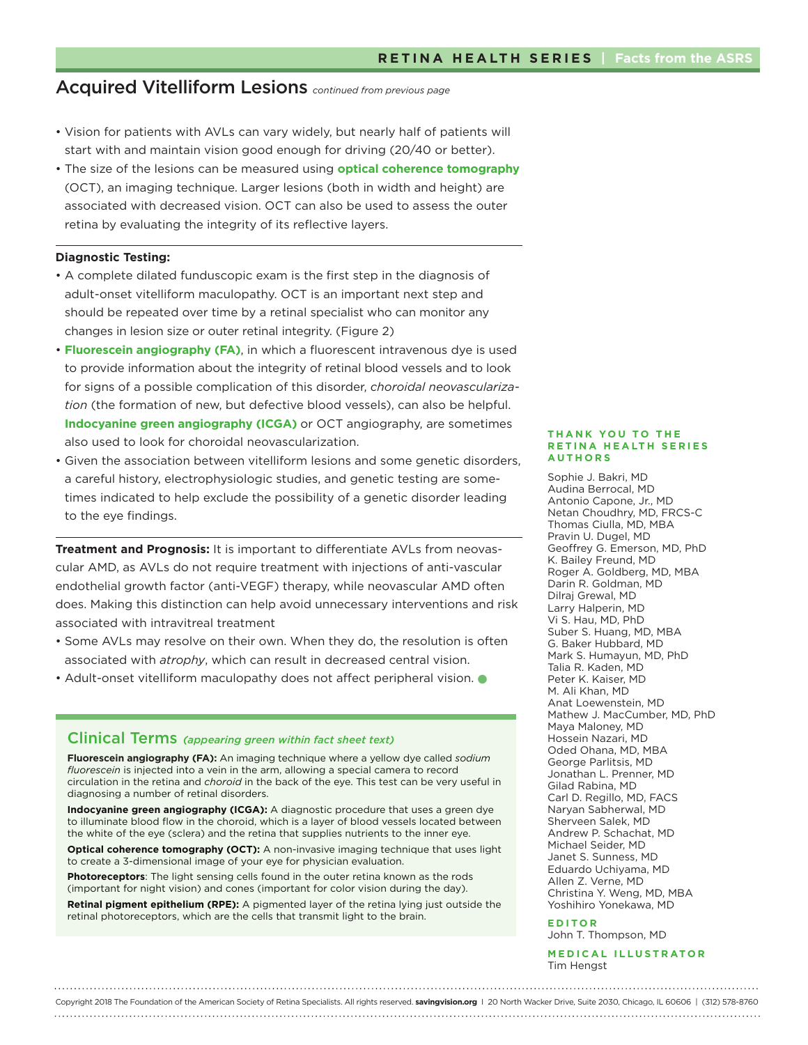## Acquired Vitelliform Lesions *continued from previous page*

- Vision for patients with AVLs can vary widely, but nearly half of patients will start with and maintain vision good enough for driving (20/40 or better).
- The size of the lesions can be measured using **optical coherence tomography** (OCT), an imaging technique. Larger lesions (both in width and height) are associated with decreased vision. OCT can also be used to assess the outer retina by evaluating the integrity of its reflective layers.

**Diagnostic Testing:**

- A complete dilated funduscopic exam is the first step in the diagnosis of adult-onset vitelliform maculopathy. OCT is an important next step and should be repeated over time by a retinal specialist who can monitor any changes in lesion size or outer retinal integrity. (Figure 2)
- **Fluorescein angiography (FA)**, in which a fluorescent intravenous dye is used to provide information about the integrity of retinal blood vessels and to look for signs of a possible complication of this disorder, *choroidal neovascularization* (the formation of new, but defective blood vessels), can also be helpful. **Indocyanine green angiography (ICGA)** or OCT angiography, are sometimes also used to look for choroidal neovascularization.
- Given the association between vitelliform lesions and some genetic disorders, a careful history, electrophysiologic studies, and genetic testing are sometimes indicated to help exclude the possibility of a genetic disorder leading to the eye findings.

**Treatment and Prognosis:** It is important to differentiate AVLs from neovascular AMD, as AVLs do not require treatment with injections of anti-vascular endothelial growth factor (anti-VEGF) therapy, while neovascular AMD often does. Making this distinction can help avoid unnecessary interventions and risk associated with intravitreal treatment

- Some AVLs may resolve on their own. When they do, the resolution is often associated with *atrophy*, which can result in decreased central vision.
- Adult-onset vitelliform maculopathy does not affect peripheral vision.

### Clinical Terms *(appearing green within fact sheet text)*

**Fluorescein angiography (FA):** An imaging technique where a yellow dye called *sodium fluorescein* is injected into a vein in the arm, allowing a special camera to record circulation in the retina and *choroid* in the back of the eye. This test can be very useful in diagnosing a number of retinal disorders.

**Indocyanine green angiography (ICGA):** A diagnostic procedure that uses a green dye to illuminate blood flow in the choroid, which is a layer of blood vessels located between the white of the eye (sclera) and the retina that supplies nutrients to the inner eye.

**Optical coherence tomography (OCT):** A non-invasive imaging technique that uses light to create a 3-dimensional image of your eye for physician evaluation.

**Photoreceptors**: The light sensing cells found in the outer retina known as the rods (important for night vision) and cones (important for color vision during the day).

**Retinal pigment epithelium (RPE):** A pigmented layer of the retina lying just outside the retinal photoreceptors, which are the cells that transmit light to the brain.

**THANK YOU TO THE RETINA HEALTH SERIES AUTHORS**

Sophie J. Bakri, MD
Audina Berrocal, MD
Antonio Capone, Jr., MD
Netan Choudhry, MD, FRCS-C
Thomas Ciulla, MD, MBA
Pravin U. Dugel, MD
Geoffrey G. Emerson, MD, PhD
K. Bailey Freund, MD
Roger A. Goldberg, MD, MBA
Darin R. Goldman, MD
Dilraj Grewal, MD
Larry Halperin, MD
Vi S. Hau, MD, PhD
Suber S. Huang, MD, MBA
G. Baker Hubbard, MD
Mark S. Humayun, MD, PhD
Talia R. Kaden, MD
Peter K. Kaiser, MD
M. Ali Khan, MD
Anat Loewenstein, MD
Mathew J. MacCumber, MD, PhD
Maya Maloney, MD
Hossein Nazari, MD
Oded Ohana, MD, MBA
George Parlitsis, MD
Jonathan L. Prenner, MD
Gilad Rabina, MD
Carl D. Regillo, MD, FACS
Naryan Sabherwal, MD
Sherveen Salek, MD
Andrew P. Schachat, MD
Michael Seider, MD
Janet S. Sunness, MD
Eduardo Uchiyama, MD
Allen Z. Verne, MD
Christina Y. Weng, MD, MBA
Yoshihiro Yonekawa, MD

**EDITOR**

John T. Thompson, MD

**MEDICAL ILLUSTRATOR**

Tim Hengst

Copyright 2018 The Foundation of the American Society of Retina Specialists. All rights reserved. **savingvision.org** | 20 North Wacker Drive, Suite 2030, Chicago, IL 60606 | (312) 578-8760